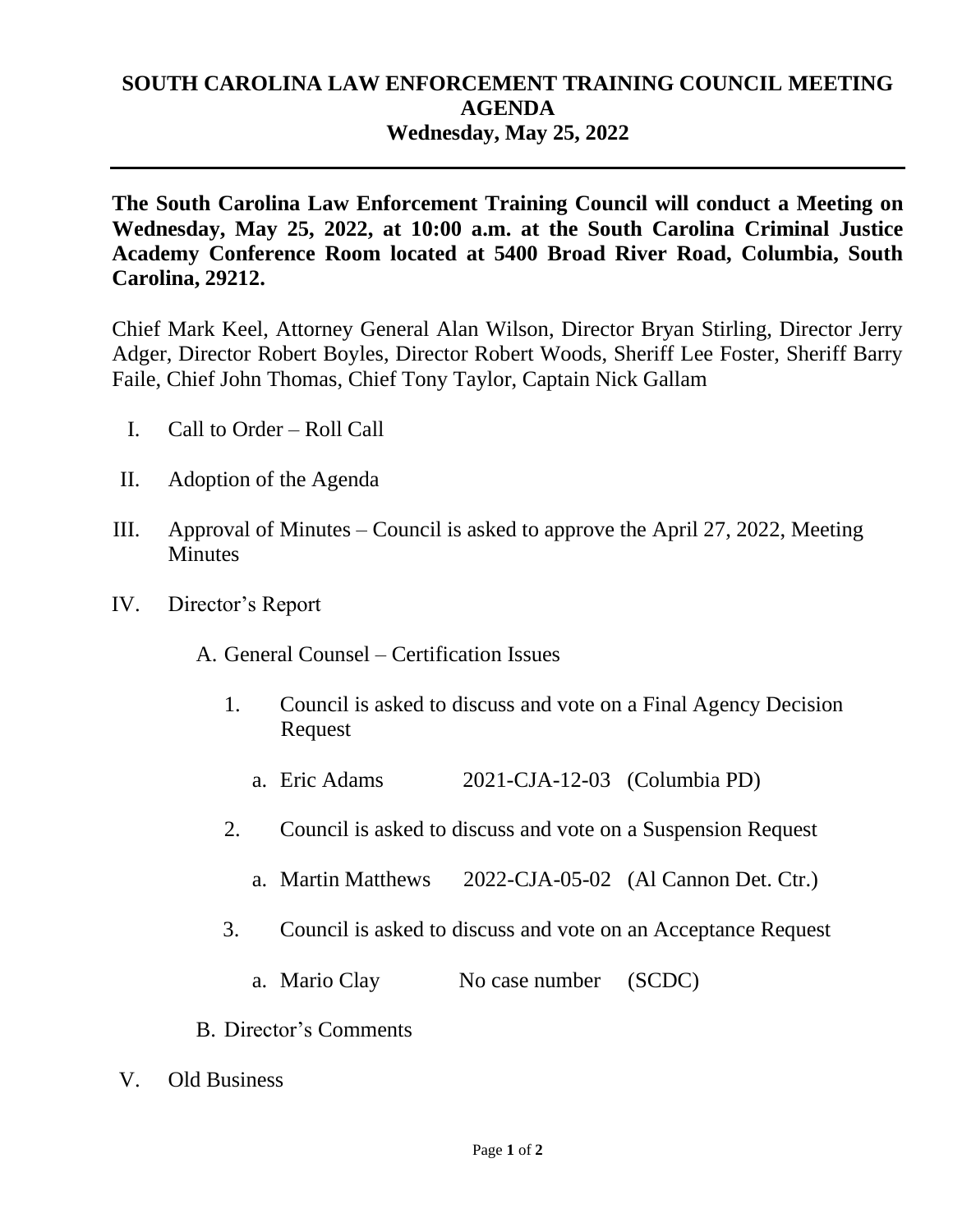# SOUTH CAROLINA LAW ENFORCEMENT TRAINING COUNCIL MEETING AGENDA
## Wednesday, May 25, 2022

---

**The South Carolina Law Enforcement Training Council will conduct a Meeting on Wednesday, May 25, 2022, at 10:00 a.m. at the South Carolina Criminal Justice Academy Conference Room located at 5400 Broad River Road, Columbia, South Carolina, 29212.**

Chief Mark Keel, Attorney General Alan Wilson, Director Bryan Stirling, Director Jerry Adger, Director Robert Boyles, Director Robert Woods, Sheriff Lee Foster, Sheriff Barry Faile, Chief John Thomas, Chief Tony Taylor, Captain Nick Gallam

I. Call to Order – Roll Call

II. Adoption of the Agenda

III. Approval of Minutes – Council is asked to approve the April 27, 2022, Meeting Minutes

IV. Director's Report

   A. General Counsel – Certification Issues

      1. Council is asked to discuss and vote on a Final Agency Decision Request

         a. Eric Adams  2021-CJA-12-03  (Columbia PD)

      2. Council is asked to discuss and vote on a Suspension Request

         a. Martin Matthews  2022-CJA-05-02  (Al Cannon Det. Ctr.)

      3. Council is asked to discuss and vote on an Acceptance Request

         a. Mario Clay  No case number  (SCDC)

   B. Director's Comments

V. Old Business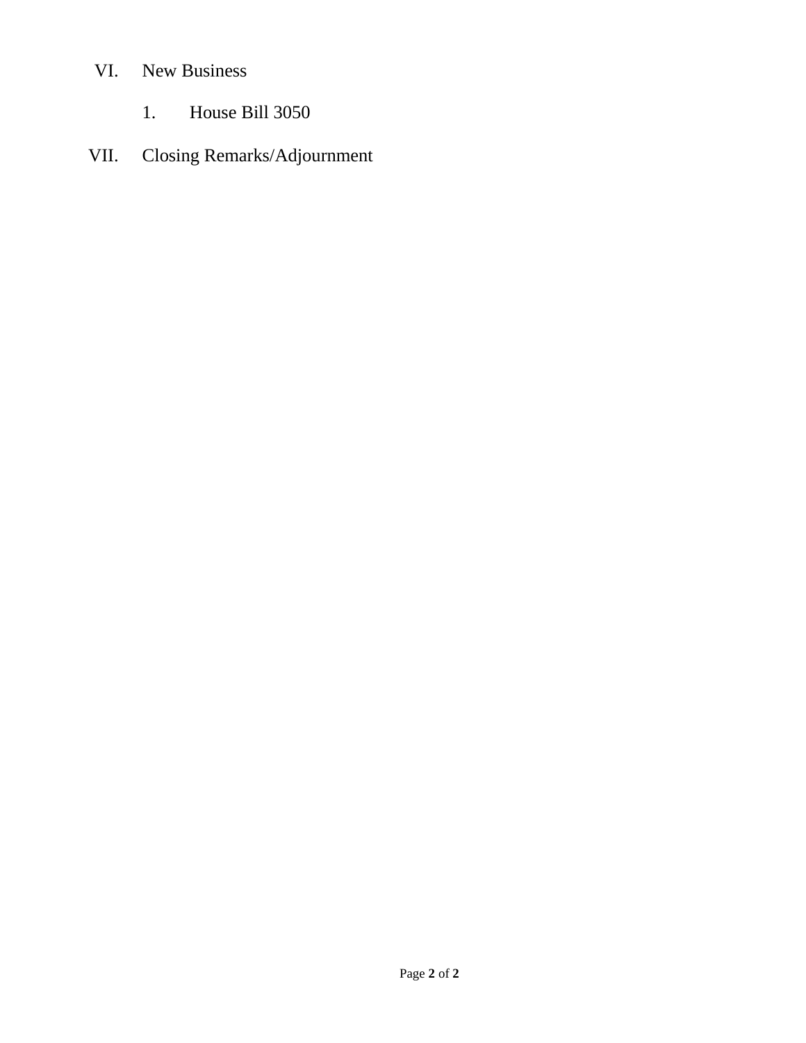VI. New Business

    1. House Bill 3050

VII. Closing Remarks/Adjournment